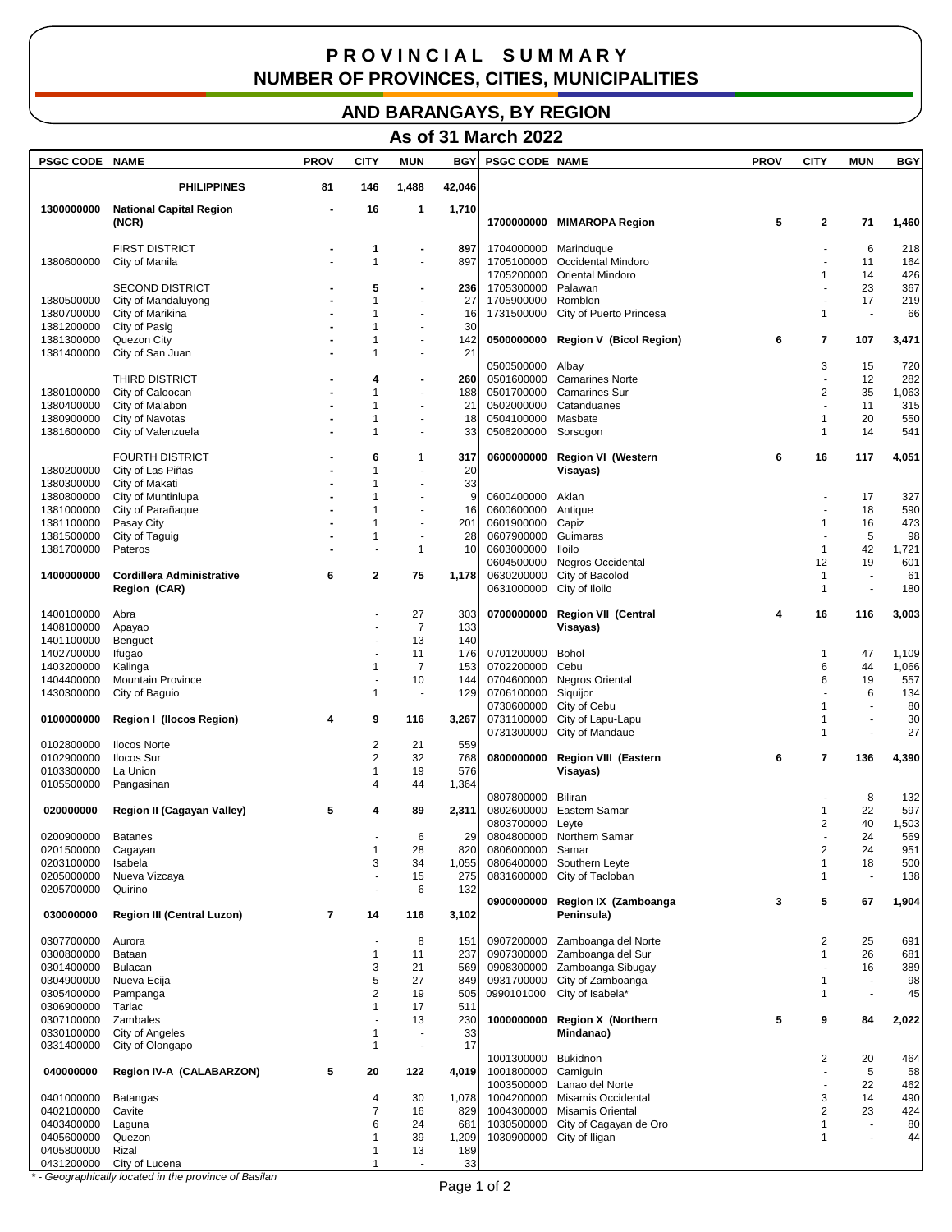# PROVINCIAL SUMMARY
## NUMBER OF PROVINCES, CITIES, MUNICIPALITIES AND BARANGAYS, BY REGION
### As of 31 March 2022

| PSGC CODE | NAME | PROV | CITY | MUN | BGY |
|---|---|---|---|---|---|
| | **PHILIPPINES** | **81** | **146** | **1,488** | **42,046** |
| **1300000000** | **National Capital Region (NCR)** | **-** | **16** | **1** | **1,710** |
| | FIRST DISTRICT | **-** | **1** | **-** | **897** |
| 1380600000 | City of Manila | - | 1 | - | 897 |
| | SECOND DISTRICT | **-** | **5** | **-** | **236** |
| 1380500000 | City of Mandaluyong | - | 1 | - | 27 |
| 1380700000 | City of Marikina | - | 1 | - | 16 |
| 1381200000 | City of Pasig | - | 1 | - | 30 |
| 1381300000 | Quezon City | - | 1 | - | 142 |
| 1381400000 | City of San Juan | - | 1 | - | 21 |
| | THIRD DISTRICT | **-** | **4** | **-** | **260** |
| 1380100000 | City of Caloocan | - | 1 | - | 188 |
| 1380400000 | City of Malabon | - | 1 | - | 21 |
| 1380900000 | City of Navotas | - | 1 | - | 18 |
| 1381600000 | City of Valenzuela | - | 1 | - | 33 |
| | FOURTH DISTRICT | - | **6** | **1** | **317** |
| 1380200000 | City of Las Piñas | - | 1 | - | 20 |
| 1380300000 | City of Makati | - | 1 | - | 33 |
| 1380800000 | City of Muntinlupa | - | 1 | - | 9 |
| 1381000000 | City of Parañaque | - | 1 | - | 16 |
| 1381100000 | Pasay City | - | 1 | - | 201 |
| 1381500000 | City of Taguig | - | 1 | - | 28 |
| 1381700000 | Pateros | - | - | 1 | 10 |
| **1400000000** | **Cordillera Administrative Region (CAR)** | **6** | **2** | **75** | **1,178** |
| 1400100000 | Abra | | - | 27 | 303 |
| 1408100000 | Apayao | | - | 7 | 133 |
| 1401100000 | Benguet | | - | 13 | 140 |
| 1402700000 | Ifugao | | - | 11 | 176 |
| 1403200000 | Kalinga | | 1 | 7 | 153 |
| 1404400000 | Mountain Province | | - | 10 | 144 |
| 1430300000 | City of Baguio | | 1 | - | 129 |
| **0100000000** | **Region I (Ilocos Region)** | **4** | **9** | **116** | **3,267** |
| 0102800000 | Ilocos Norte | | 2 | 21 | 559 |
| 0102900000 | Ilocos Sur | | 2 | 32 | 768 |
| 0103300000 | La Union | | 1 | 19 | 576 |
| 0105500000 | Pangasinan | | 4 | 44 | 1,364 |
| **020000000** | **Region II (Cagayan Valley)** | **5** | **4** | **89** | **2,311** |
| 0200900000 | Batanes | | - | 6 | 29 |
| 0201500000 | Cagayan | | 1 | 28 | 820 |
| 0203100000 | Isabela | | 3 | 34 | 1,055 |
| 0205000000 | Nueva Vizcaya | | - | 15 | 275 |
| 0205700000 | Quirino | | - | 6 | 132 |
| **030000000** | **Region III (Central Luzon)** | **7** | **14** | **116** | **3,102** |
| 0307700000 | Aurora | | - | 8 | 151 |
| 0300800000 | Bataan | | 1 | 11 | 237 |
| 0301400000 | Bulacan | | 3 | 21 | 569 |
| 0304900000 | Nueva Ecija | | 5 | 27 | 849 |
| 0305400000 | Pampanga | | 2 | 19 | 505 |
| 0306900000 | Tarlac | | 1 | 17 | 511 |
| 0307100000 | Zambales | | - | 13 | 230 |
| 0330100000 | City of Angeles | | 1 | - | 33 |
| 0331400000 | City of Olongapo | | 1 | - | 17 |
| **040000000** | **Region IV-A (CALABARZON)** | **5** | **20** | **122** | **4,019** |
| 0401000000 | Batangas | | 4 | 30 | 1,078 |
| 0402100000 | Cavite | | 7 | 16 | 829 |
| 0403400000 | Laguna | | 6 | 24 | 681 |
| 0405600000 | Quezon | | 1 | 39 | 1,209 |
| 0405800000 | Rizal | | 1 | 13 | 189 |
| 0431200000 | City of Lucena | | 1 | - | 33 |
| **1700000000** | **MIMAROPA Region** | **5** | **2** | **71** | **1,460** |
| 1704000000 | Marinduque | | - | 6 | 218 |
| 1705100000 | Occidental Mindoro | | - | 11 | 164 |
| 1705200000 | Oriental Mindoro | | 1 | 14 | 426 |
| 1705300000 | Palawan | | - | 23 | 367 |
| 1705900000 | Romblon | | - | 17 | 219 |
| 1731500000 | City of Puerto Princesa | | 1 | - | 66 |
| **0500000000** | **Region V (Bicol Region)** | **6** | **7** | **107** | **3,471** |
| 0500500000 | Albay | | 3 | 15 | 720 |
| 0501600000 | Camarines Norte | | - | 12 | 282 |
| 0501700000 | Camarines Sur | | 2 | 35 | 1,063 |
| 0502000000 | Catanduanes | | - | 11 | 315 |
| 0504100000 | Masbate | | 1 | 20 | 550 |
| 0506200000 | Sorsogon | | 1 | 14 | 541 |
| **0600000000** | **Region VI (Western Visayas)** | **6** | **16** | **117** | **4,051** |
| 0600400000 | Aklan | | - | 17 | 327 |
| 0600600000 | Antique | | - | 18 | 590 |
| 0601900000 | Capiz | | 1 | 16 | 473 |
| 0607900000 | Guimaras | | - | 5 | 98 |
| 0603000000 | Iloilo | | 1 | 42 | 1,721 |
| 0604500000 | Negros Occidental | | 12 | 19 | 601 |
| 0630200000 | City of Bacolod | | 1 | - | 61 |
| 0631000000 | City of Iloilo | | 1 | - | 180 |
| **0700000000** | **Region VII (Central Visayas)** | **4** | **16** | **116** | **3,003** |
| 0701200000 | Bohol | | 1 | 47 | 1,109 |
| 0702200000 | Cebu | | 6 | 44 | 1,066 |
| 0704600000 | Negros Oriental | | 6 | 19 | 557 |
| 0706100000 | Siquijor | | - | 6 | 134 |
| 0730600000 | City of Cebu | | 1 | - | 80 |
| 0731100000 | City of Lapu-Lapu | | 1 | - | 30 |
| 0731300000 | City of Mandaue | | 1 | - | 27 |
| **0800000000** | **Region VIII (Eastern Visayas)** | **6** | **7** | **136** | **4,390** |
| 0807800000 | Biliran | | - | 8 | 132 |
| 0802600000 | Eastern Samar | | 1 | 22 | 597 |
| 0803700000 | Leyte | | 2 | 40 | 1,503 |
| 0804800000 | Northern Samar | | - | 24 | 569 |
| 0806000000 | Samar | | 2 | 24 | 951 |
| 0806400000 | Southern Leyte | | 1 | 18 | 500 |
| 0831600000 | City of Tacloban | | 1 | - | 138 |
| **0900000000** | **Region IX (Zamboanga Peninsula)** | **3** | **5** | **67** | **1,904** |
| 0907200000 | Zamboanga del Norte | | 2 | 25 | 691 |
| 0907300000 | Zamboanga del Sur | | 1 | 26 | 681 |
| 0908300000 | Zamboanga Sibugay | | - | 16 | 389 |
| 0931700000 | City of Zamboanga | | 1 | - | 98 |
| 0990101000 | City of Isabela* | | 1 | - | 45 |
| **1000000000** | **Region X (Northern Mindanao)** | **5** | **9** | **84** | **2,022** |
| 1001300000 | Bukidnon | | 2 | 20 | 464 |
| 1001800000 | Camiguin | | - | 5 | 58 |
| 1003500000 | Lanao del Norte | | - | 22 | 462 |
| 1004200000 | Misamis Occidental | | 3 | 14 | 490 |
| 1004300000 | Misamis Oriental | | 2 | 23 | 424 |
| 1030500000 | City of Cagayan de Oro | | 1 | - | 80 |
| 1030900000 | City of Iligan | | 1 | - | 44 |

*\* - Geographically located in the province of Basilan*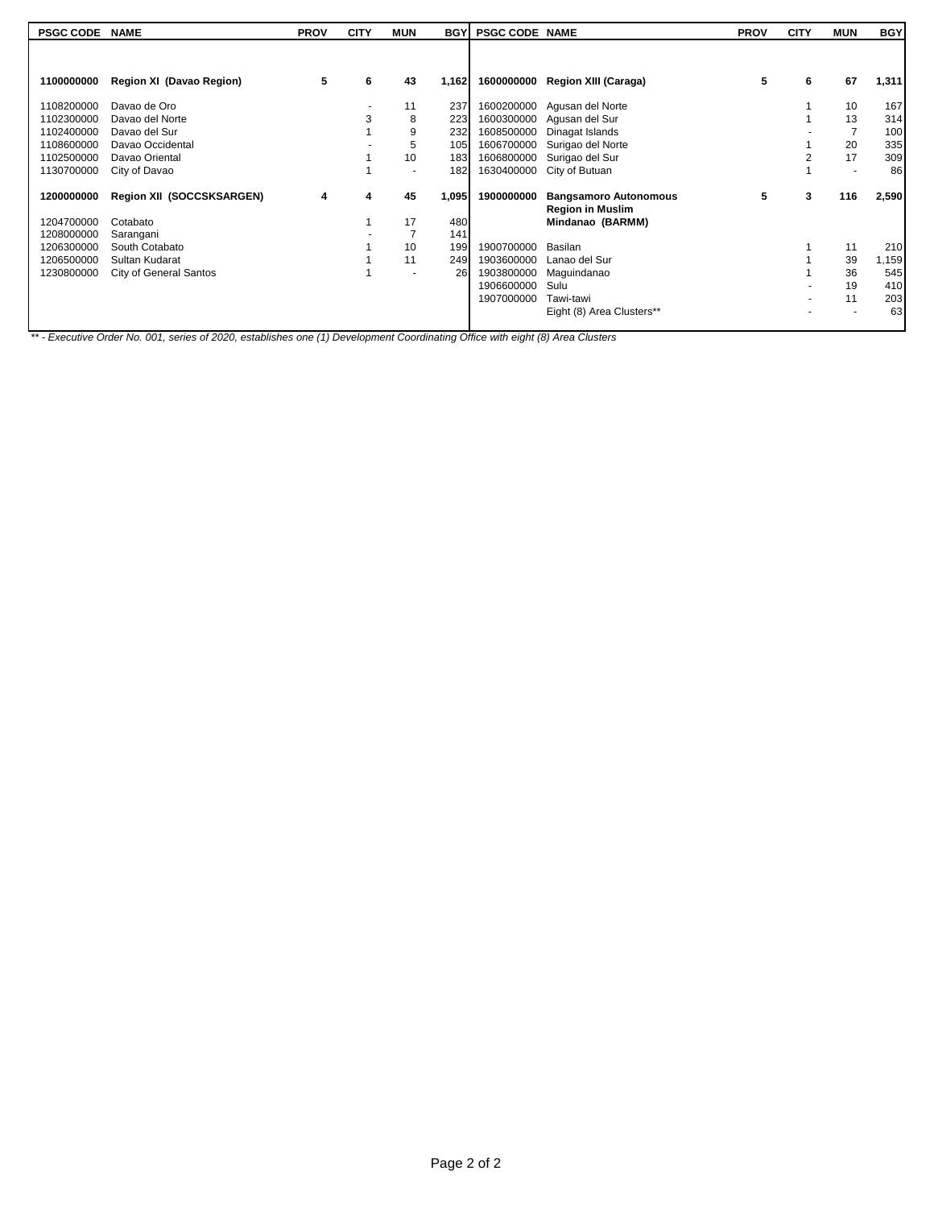| PSGC CODE | NAME | PROV | CITY | MUN | BGY | PSGC CODE | NAME | PROV | CITY | MUN | BGY |
|---|---|---|---|---|---|---|---|---|---|---|---|
| **1100000000** | **Region XI (Davao Region)** | **5** | **6** | **43** | **1,162** | **1600000000** | **Region XIII (Caraga)** | **5** | **6** | **67** | **1,311** |
| 1108200000 | Davao de Oro | | - | 11 | 237 | 1600200000 | Agusan del Norte | | 1 | 10 | 167 |
| 1102300000 | Davao del Norte | | 3 | 8 | 223 | 1600300000 | Agusan del Sur | | 1 | 13 | 314 |
| 1102400000 | Davao del Sur | | 1 | 9 | 232 | 1608500000 | Dinagat Islands | | - | 7 | 100 |
| 1108600000 | Davao Occidental | | - | 5 | 105 | 1606700000 | Surigao del Norte | | 1 | 20 | 335 |
| 1102500000 | Davao Oriental | | 1 | 10 | 183 | 1606800000 | Surigao del Sur | | 2 | 17 | 309 |
| 1130700000 | City of Davao | | 1 | - | 182 | 1630400000 | City of Butuan | | 1 | - | 86 |
| **1200000000** | **Region XII (SOCCSKSARGEN)** | **4** | **4** | **45** | **1,095** | **1900000000** | **Bangsamoro Autonomous Region in Muslim Mindanao (BARMM)** | **5** | **3** | **116** | **2,590** |
| 1204700000 | Cotabato | | 1 | 17 | 480 | | | | | | |
| 1208000000 | Sarangani | | - | 7 | 141 | | | | | | |
| 1206300000 | South Cotabato | | 1 | 10 | 199 | 1900700000 | Basilan | | 1 | 11 | 210 |
| 1206500000 | Sultan Kudarat | | 1 | 11 | 249 | 1903600000 | Lanao del Sur | | 1 | 39 | 1,159 |
| 1230800000 | City of General Santos | | 1 | - | 26 | 1903800000 | Maguindanao | | 1 | 36 | 545 |
| | | | | | | 1906600000 | Sulu | | - | 19 | 410 |
| | | | | | | 1907000000 | Tawi-tawi | | - | 11 | 203 |
| | | | | | | | Eight (8) Area Clusters** | | - | - | 63 |

*** - Executive Order No. 001, series of 2020, establishes one (1) Development Coordinating Office with eight (8) Area Clusters*